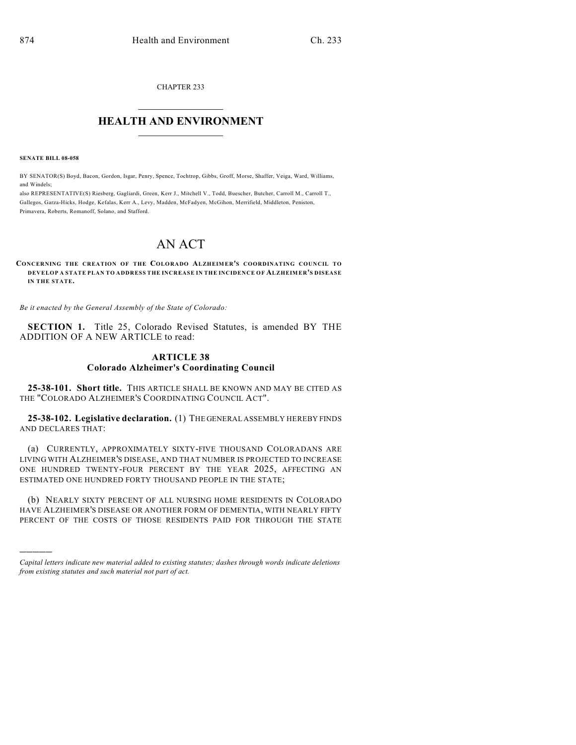CHAPTER 233

# HEALTH AND ENVIRONMENT

**SENATE BILL 08-058**

BY SENATOR(S) Boyd, Bacon, Gordon, Isgar, Penry, Spence, Tochtrop, Gibbs, Groff, Morse, Shaffer, Veiga, Ward, Williams, and Windels;
also REPRESENTATIVE(S) Riesberg, Gagliardi, Green, Kerr J., Mitchell V., Todd, Buescher, Butcher, Carroll M., Carroll T., Gallegos, Garza-Hicks, Hodge, Kefalas, Kerr A., Levy, Madden, McFadyen, McGihon, Merrifield, Middleton, Peniston, Primavera, Roberts, Romanoff, Solano, and Stafford.

# AN ACT

**CONCERNING THE CREATION OF THE COLORADO ALZHEIMER'S COORDINATING COUNCIL TO DEVELOP A STATE PLAN TO ADDRESS THE INCREASE IN THE INCIDENCE OF ALZHEIMER'S DISEASE IN THE STATE.**

*Be it enacted by the General Assembly of the State of Colorado:*

**SECTION 1.** Title 25, Colorado Revised Statutes, is amended BY THE ADDITION OF A NEW ARTICLE to read:

## ARTICLE 38
## Colorado Alzheimer's Coordinating Council

**25-38-101. Short title.** THIS ARTICLE SHALL BE KNOWN AND MAY BE CITED AS THE "COLORADO ALZHEIMER'S COORDINATING COUNCIL ACT".

**25-38-102. Legislative declaration.** (1) THE GENERAL ASSEMBLY HEREBY FINDS AND DECLARES THAT:

(a) CURRENTLY, APPROXIMATELY SIXTY-FIVE THOUSAND COLORADANS ARE LIVING WITH ALZHEIMER'S DISEASE, AND THAT NUMBER IS PROJECTED TO INCREASE ONE HUNDRED TWENTY-FOUR PERCENT BY THE YEAR 2025, AFFECTING AN ESTIMATED ONE HUNDRED FORTY THOUSAND PEOPLE IN THE STATE;

(b) NEARLY SIXTY PERCENT OF ALL NURSING HOME RESIDENTS IN COLORADO HAVE ALZHEIMER'S DISEASE OR ANOTHER FORM OF DEMENTIA, WITH NEARLY FIFTY PERCENT OF THE COSTS OF THOSE RESIDENTS PAID FOR THROUGH THE STATE

---

*Capital letters indicate new material added to existing statutes; dashes through words indicate deletions from existing statutes and such material not part of act.*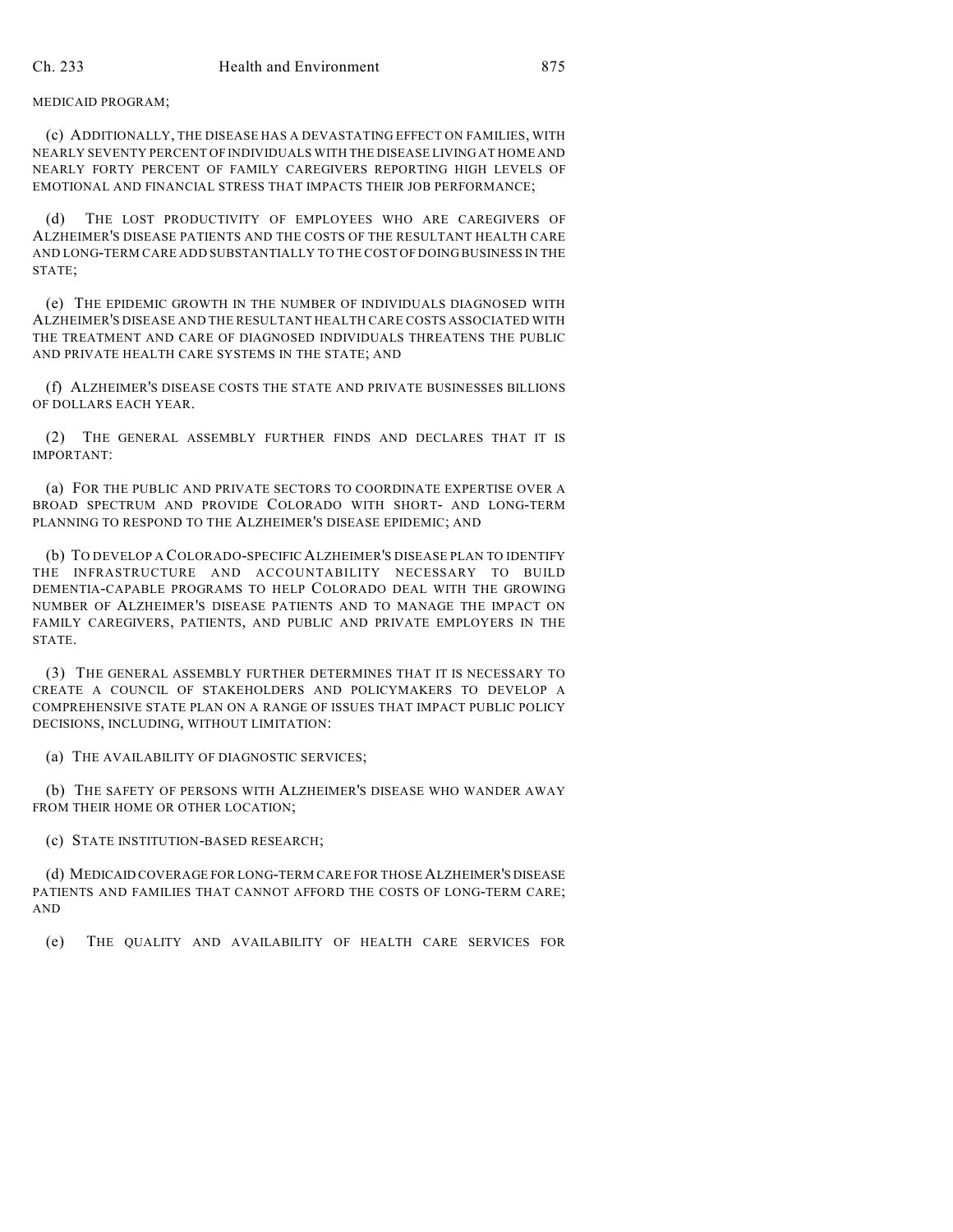MEDICAID PROGRAM;

(c) ADDITIONALLY, THE DISEASE HAS A DEVASTATING EFFECT ON FAMILIES, WITH NEARLY SEVENTY PERCENT OF INDIVIDUALS WITH THE DISEASE LIVING AT HOME AND NEARLY FORTY PERCENT OF FAMILY CAREGIVERS REPORTING HIGH LEVELS OF EMOTIONAL AND FINANCIAL STRESS THAT IMPACTS THEIR JOB PERFORMANCE;

(d) THE LOST PRODUCTIVITY OF EMPLOYEES WHO ARE CAREGIVERS OF ALZHEIMER'S DISEASE PATIENTS AND THE COSTS OF THE RESULTANT HEALTH CARE AND LONG-TERM CARE ADD SUBSTANTIALLY TO THE COST OF DOING BUSINESS IN THE STATE;

(e) THE EPIDEMIC GROWTH IN THE NUMBER OF INDIVIDUALS DIAGNOSED WITH ALZHEIMER'S DISEASE AND THE RESULTANT HEALTH CARE COSTS ASSOCIATED WITH THE TREATMENT AND CARE OF DIAGNOSED INDIVIDUALS THREATENS THE PUBLIC AND PRIVATE HEALTH CARE SYSTEMS IN THE STATE; AND

(f) ALZHEIMER'S DISEASE COSTS THE STATE AND PRIVATE BUSINESSES BILLIONS OF DOLLARS EACH YEAR.

(2) THE GENERAL ASSEMBLY FURTHER FINDS AND DECLARES THAT IT IS IMPORTANT:

(a) FOR THE PUBLIC AND PRIVATE SECTORS TO COORDINATE EXPERTISE OVER A BROAD SPECTRUM AND PROVIDE COLORADO WITH SHORT- AND LONG-TERM PLANNING TO RESPOND TO THE ALZHEIMER'S DISEASE EPIDEMIC; AND

(b) TO DEVELOP A COLORADO-SPECIFIC ALZHEIMER'S DISEASE PLAN TO IDENTIFY THE INFRASTRUCTURE AND ACCOUNTABILITY NECESSARY TO BUILD DEMENTIA-CAPABLE PROGRAMS TO HELP COLORADO DEAL WITH THE GROWING NUMBER OF ALZHEIMER'S DISEASE PATIENTS AND TO MANAGE THE IMPACT ON FAMILY CAREGIVERS, PATIENTS, AND PUBLIC AND PRIVATE EMPLOYERS IN THE STATE.

(3) THE GENERAL ASSEMBLY FURTHER DETERMINES THAT IT IS NECESSARY TO CREATE A COUNCIL OF STAKEHOLDERS AND POLICYMAKERS TO DEVELOP A COMPREHENSIVE STATE PLAN ON A RANGE OF ISSUES THAT IMPACT PUBLIC POLICY DECISIONS, INCLUDING, WITHOUT LIMITATION:

(a) THE AVAILABILITY OF DIAGNOSTIC SERVICES;

(b) THE SAFETY OF PERSONS WITH ALZHEIMER'S DISEASE WHO WANDER AWAY FROM THEIR HOME OR OTHER LOCATION;

(c) STATE INSTITUTION-BASED RESEARCH;

(d) MEDICAID COVERAGE FOR LONG-TERM CARE FOR THOSE ALZHEIMER'S DISEASE PATIENTS AND FAMILIES THAT CANNOT AFFORD THE COSTS OF LONG-TERM CARE; AND

(e) THE QUALITY AND AVAILABILITY OF HEALTH CARE SERVICES FOR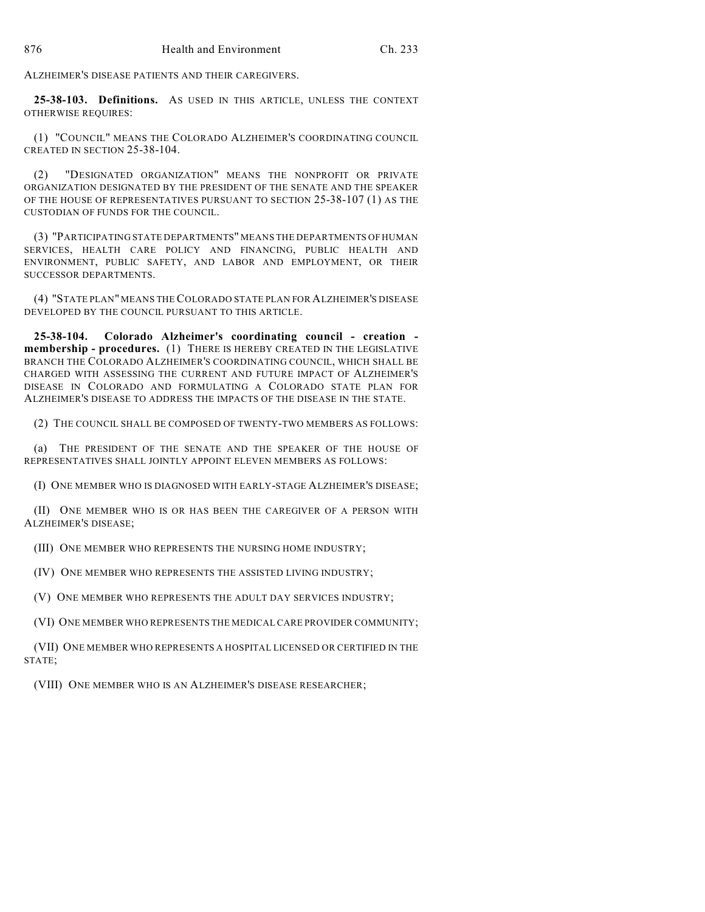ALZHEIMER'S DISEASE PATIENTS AND THEIR CAREGIVERS.

**25-38-103. Definitions.** AS USED IN THIS ARTICLE, UNLESS THE CONTEXT OTHERWISE REQUIRES:

(1) "COUNCIL" MEANS THE COLORADO ALZHEIMER'S COORDINATING COUNCIL CREATED IN SECTION 25-38-104.

(2) "DESIGNATED ORGANIZATION" MEANS THE NONPROFIT OR PRIVATE ORGANIZATION DESIGNATED BY THE PRESIDENT OF THE SENATE AND THE SPEAKER OF THE HOUSE OF REPRESENTATIVES PURSUANT TO SECTION 25-38-107 (1) AS THE CUSTODIAN OF FUNDS FOR THE COUNCIL.

(3) "PARTICIPATING STATE DEPARTMENTS" MEANS THE DEPARTMENTS OF HUMAN SERVICES, HEALTH CARE POLICY AND FINANCING, PUBLIC HEALTH AND ENVIRONMENT, PUBLIC SAFETY, AND LABOR AND EMPLOYMENT, OR THEIR SUCCESSOR DEPARTMENTS.

(4) "STATE PLAN" MEANS THE COLORADO STATE PLAN FOR ALZHEIMER'S DISEASE DEVELOPED BY THE COUNCIL PURSUANT TO THIS ARTICLE.

**25-38-104. Colorado Alzheimer's coordinating council - creation - membership - procedures.** (1) THERE IS HEREBY CREATED IN THE LEGISLATIVE BRANCH THE COLORADO ALZHEIMER'S COORDINATING COUNCIL, WHICH SHALL BE CHARGED WITH ASSESSING THE CURRENT AND FUTURE IMPACT OF ALZHEIMER'S DISEASE IN COLORADO AND FORMULATING A COLORADO STATE PLAN FOR ALZHEIMER'S DISEASE TO ADDRESS THE IMPACTS OF THE DISEASE IN THE STATE.

(2) THE COUNCIL SHALL BE COMPOSED OF TWENTY-TWO MEMBERS AS FOLLOWS:

(a) THE PRESIDENT OF THE SENATE AND THE SPEAKER OF THE HOUSE OF REPRESENTATIVES SHALL JOINTLY APPOINT ELEVEN MEMBERS AS FOLLOWS:

(I) ONE MEMBER WHO IS DIAGNOSED WITH EARLY-STAGE ALZHEIMER'S DISEASE;

(II) ONE MEMBER WHO IS OR HAS BEEN THE CAREGIVER OF A PERSON WITH ALZHEIMER'S DISEASE;

(III) ONE MEMBER WHO REPRESENTS THE NURSING HOME INDUSTRY;

(IV) ONE MEMBER WHO REPRESENTS THE ASSISTED LIVING INDUSTRY;

(V) ONE MEMBER WHO REPRESENTS THE ADULT DAY SERVICES INDUSTRY;

(VI) ONE MEMBER WHO REPRESENTS THE MEDICAL CARE PROVIDER COMMUNITY;

(VII) ONE MEMBER WHO REPRESENTS A HOSPITAL LICENSED OR CERTIFIED IN THE STATE;

(VIII) ONE MEMBER WHO IS AN ALZHEIMER'S DISEASE RESEARCHER;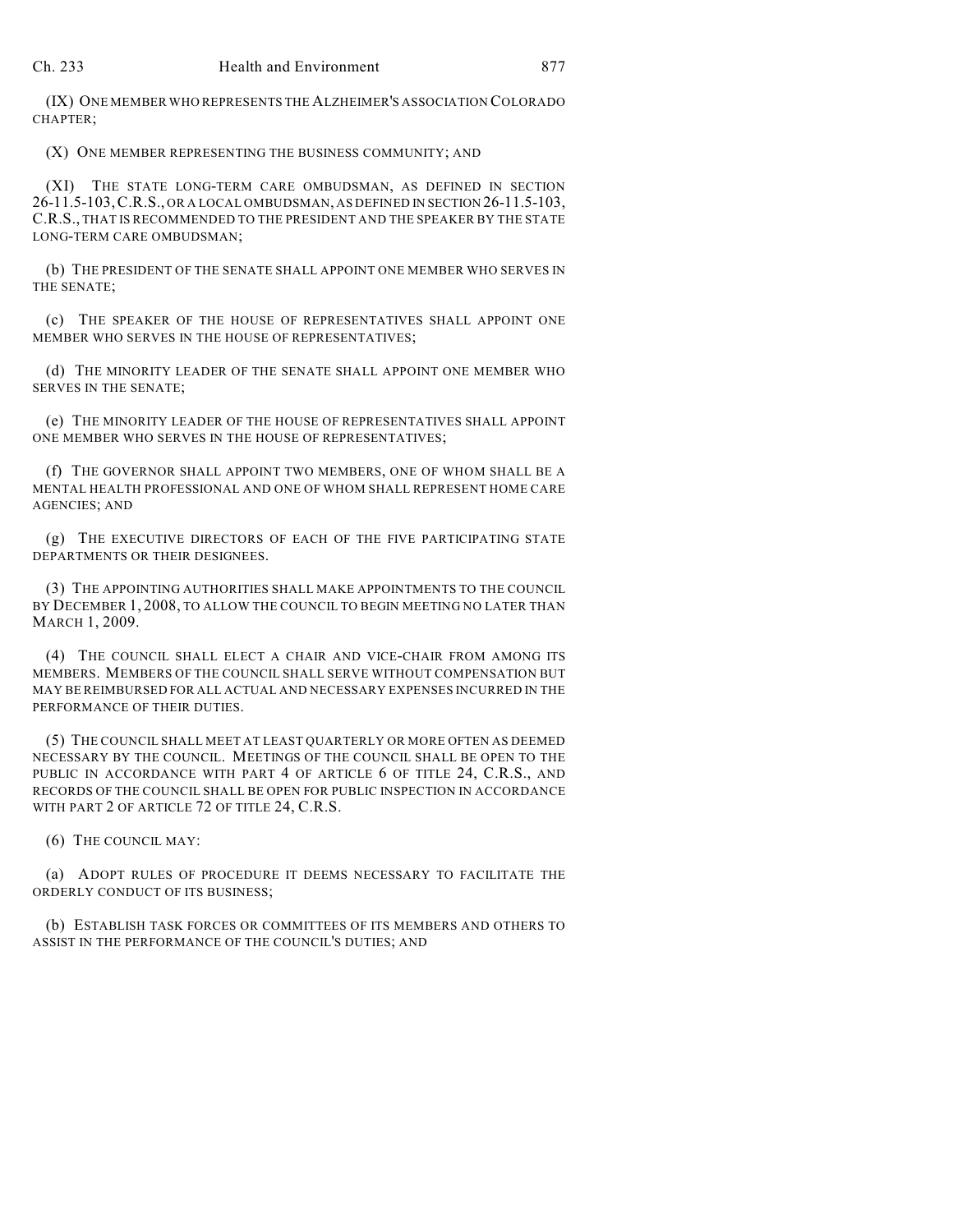(IX) ONE MEMBER WHO REPRESENTS THE ALZHEIMER'S ASSOCIATION COLORADO CHAPTER;

(X) ONE MEMBER REPRESENTING THE BUSINESS COMMUNITY; AND

(XI) THE STATE LONG-TERM CARE OMBUDSMAN, AS DEFINED IN SECTION 26-11.5-103, C.R.S., OR A LOCAL OMBUDSMAN, AS DEFINED IN SECTION 26-11.5-103, C.R.S., THAT IS RECOMMENDED TO THE PRESIDENT AND THE SPEAKER BY THE STATE LONG-TERM CARE OMBUDSMAN;

(b) THE PRESIDENT OF THE SENATE SHALL APPOINT ONE MEMBER WHO SERVES IN THE SENATE;

(c) THE SPEAKER OF THE HOUSE OF REPRESENTATIVES SHALL APPOINT ONE MEMBER WHO SERVES IN THE HOUSE OF REPRESENTATIVES;

(d) THE MINORITY LEADER OF THE SENATE SHALL APPOINT ONE MEMBER WHO SERVES IN THE SENATE;

(e) THE MINORITY LEADER OF THE HOUSE OF REPRESENTATIVES SHALL APPOINT ONE MEMBER WHO SERVES IN THE HOUSE OF REPRESENTATIVES;

(f) THE GOVERNOR SHALL APPOINT TWO MEMBERS, ONE OF WHOM SHALL BE A MENTAL HEALTH PROFESSIONAL AND ONE OF WHOM SHALL REPRESENT HOME CARE AGENCIES; AND

(g) THE EXECUTIVE DIRECTORS OF EACH OF THE FIVE PARTICIPATING STATE DEPARTMENTS OR THEIR DESIGNEES.

(3) THE APPOINTING AUTHORITIES SHALL MAKE APPOINTMENTS TO THE COUNCIL BY DECEMBER 1, 2008, TO ALLOW THE COUNCIL TO BEGIN MEETING NO LATER THAN MARCH 1, 2009.

(4) THE COUNCIL SHALL ELECT A CHAIR AND VICE-CHAIR FROM AMONG ITS MEMBERS. MEMBERS OF THE COUNCIL SHALL SERVE WITHOUT COMPENSATION BUT MAY BE REIMBURSED FOR ALL ACTUAL AND NECESSARY EXPENSES INCURRED IN THE PERFORMANCE OF THEIR DUTIES.

(5) THE COUNCIL SHALL MEET AT LEAST QUARTERLY OR MORE OFTEN AS DEEMED NECESSARY BY THE COUNCIL. MEETINGS OF THE COUNCIL SHALL BE OPEN TO THE PUBLIC IN ACCORDANCE WITH PART 4 OF ARTICLE 6 OF TITLE 24, C.R.S., AND RECORDS OF THE COUNCIL SHALL BE OPEN FOR PUBLIC INSPECTION IN ACCORDANCE WITH PART 2 OF ARTICLE 72 OF TITLE 24, C.R.S.

(6) THE COUNCIL MAY:

(a) ADOPT RULES OF PROCEDURE IT DEEMS NECESSARY TO FACILITATE THE ORDERLY CONDUCT OF ITS BUSINESS;

(b) ESTABLISH TASK FORCES OR COMMITTEES OF ITS MEMBERS AND OTHERS TO ASSIST IN THE PERFORMANCE OF THE COUNCIL'S DUTIES; AND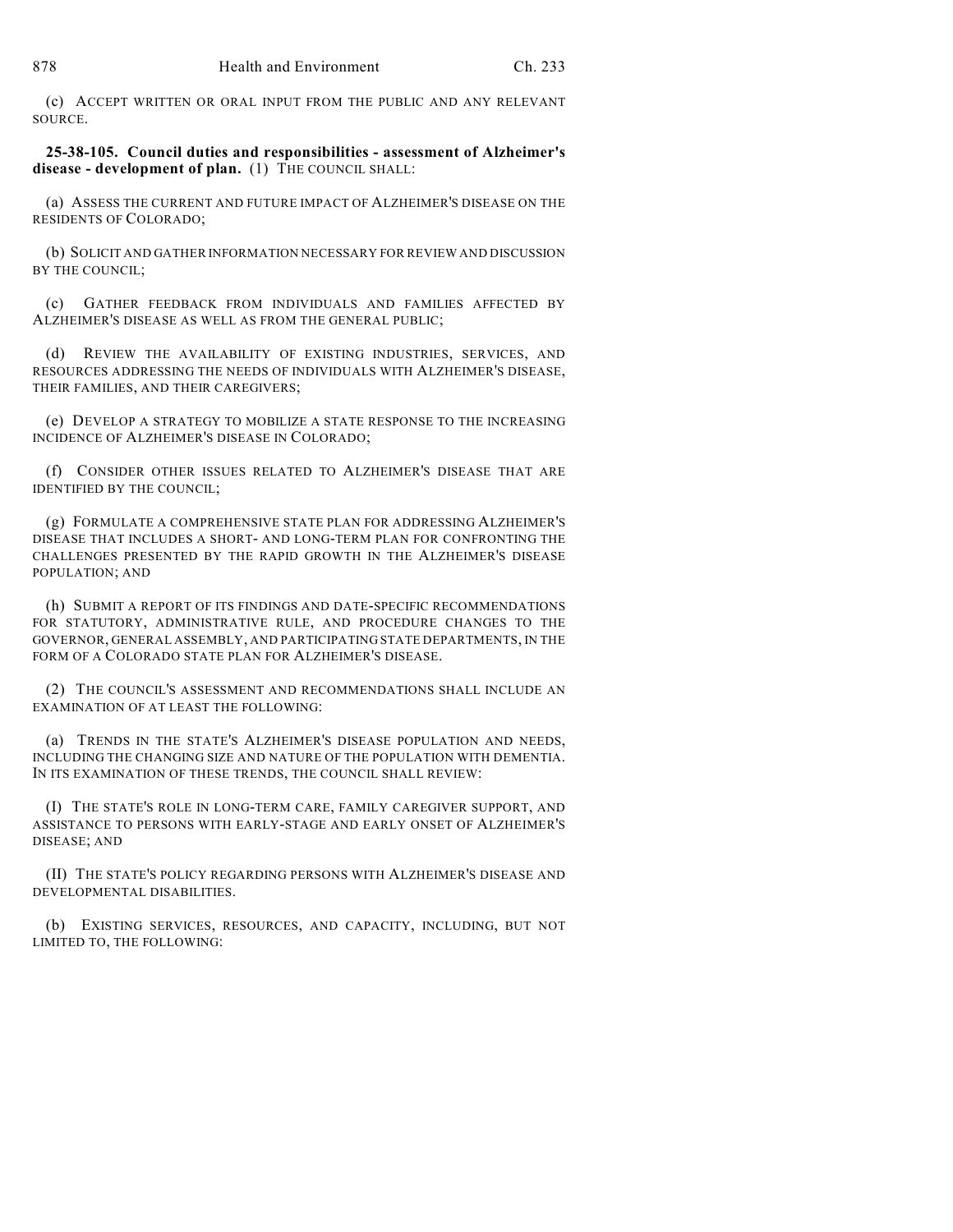(c) ACCEPT WRITTEN OR ORAL INPUT FROM THE PUBLIC AND ANY RELEVANT SOURCE.

**25-38-105. Council duties and responsibilities - assessment of Alzheimer's disease - development of plan.** (1) THE COUNCIL SHALL:

(a) ASSESS THE CURRENT AND FUTURE IMPACT OF ALZHEIMER'S DISEASE ON THE RESIDENTS OF COLORADO;

(b) SOLICIT AND GATHER INFORMATION NECESSARY FOR REVIEW AND DISCUSSION BY THE COUNCIL;

(c) GATHER FEEDBACK FROM INDIVIDUALS AND FAMILIES AFFECTED BY ALZHEIMER'S DISEASE AS WELL AS FROM THE GENERAL PUBLIC;

(d) REVIEW THE AVAILABILITY OF EXISTING INDUSTRIES, SERVICES, AND RESOURCES ADDRESSING THE NEEDS OF INDIVIDUALS WITH ALZHEIMER'S DISEASE, THEIR FAMILIES, AND THEIR CAREGIVERS;

(e) DEVELOP A STRATEGY TO MOBILIZE A STATE RESPONSE TO THE INCREASING INCIDENCE OF ALZHEIMER'S DISEASE IN COLORADO;

(f) CONSIDER OTHER ISSUES RELATED TO ALZHEIMER'S DISEASE THAT ARE IDENTIFIED BY THE COUNCIL;

(g) FORMULATE A COMPREHENSIVE STATE PLAN FOR ADDRESSING ALZHEIMER'S DISEASE THAT INCLUDES A SHORT- AND LONG-TERM PLAN FOR CONFRONTING THE CHALLENGES PRESENTED BY THE RAPID GROWTH IN THE ALZHEIMER'S DISEASE POPULATION; AND

(h) SUBMIT A REPORT OF ITS FINDINGS AND DATE-SPECIFIC RECOMMENDATIONS FOR STATUTORY, ADMINISTRATIVE RULE, AND PROCEDURE CHANGES TO THE GOVERNOR, GENERAL ASSEMBLY, AND PARTICIPATING STATE DEPARTMENTS, IN THE FORM OF A COLORADO STATE PLAN FOR ALZHEIMER'S DISEASE.

(2) THE COUNCIL'S ASSESSMENT AND RECOMMENDATIONS SHALL INCLUDE AN EXAMINATION OF AT LEAST THE FOLLOWING:

(a) TRENDS IN THE STATE'S ALZHEIMER'S DISEASE POPULATION AND NEEDS, INCLUDING THE CHANGING SIZE AND NATURE OF THE POPULATION WITH DEMENTIA. IN ITS EXAMINATION OF THESE TRENDS, THE COUNCIL SHALL REVIEW:

(I) THE STATE'S ROLE IN LONG-TERM CARE, FAMILY CAREGIVER SUPPORT, AND ASSISTANCE TO PERSONS WITH EARLY-STAGE AND EARLY ONSET OF ALZHEIMER'S DISEASE; AND

(II) THE STATE'S POLICY REGARDING PERSONS WITH ALZHEIMER'S DISEASE AND DEVELOPMENTAL DISABILITIES.

(b) EXISTING SERVICES, RESOURCES, AND CAPACITY, INCLUDING, BUT NOT LIMITED TO, THE FOLLOWING: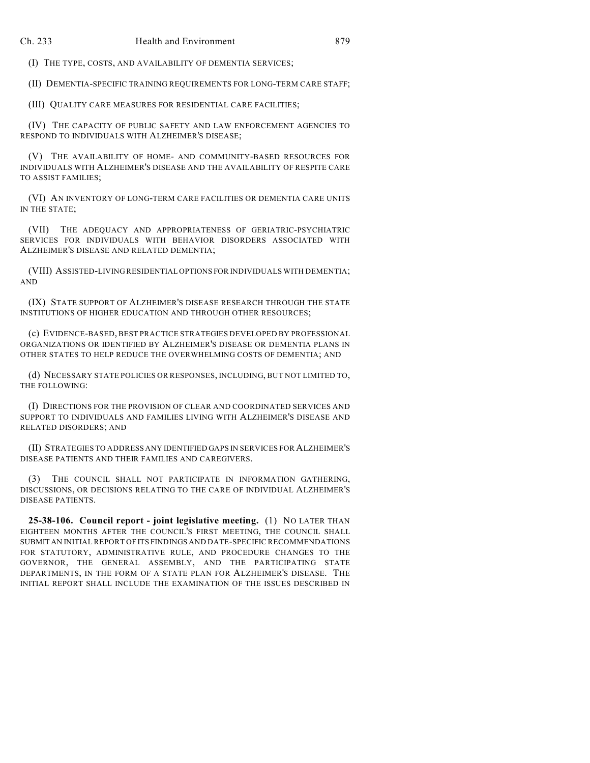(I) THE TYPE, COSTS, AND AVAILABILITY OF DEMENTIA SERVICES;

(II) DEMENTIA-SPECIFIC TRAINING REQUIREMENTS FOR LONG-TERM CARE STAFF;

(III) QUALITY CARE MEASURES FOR RESIDENTIAL CARE FACILITIES;

(IV) THE CAPACITY OF PUBLIC SAFETY AND LAW ENFORCEMENT AGENCIES TO RESPOND TO INDIVIDUALS WITH ALZHEIMER'S DISEASE;

(V) THE AVAILABILITY OF HOME- AND COMMUNITY-BASED RESOURCES FOR INDIVIDUALS WITH ALZHEIMER'S DISEASE AND THE AVAILABILITY OF RESPITE CARE TO ASSIST FAMILIES;

(VI) AN INVENTORY OF LONG-TERM CARE FACILITIES OR DEMENTIA CARE UNITS IN THE STATE;

(VII) THE ADEQUACY AND APPROPRIATENESS OF GERIATRIC-PSYCHIATRIC SERVICES FOR INDIVIDUALS WITH BEHAVIOR DISORDERS ASSOCIATED WITH ALZHEIMER'S DISEASE AND RELATED DEMENTIA;

(VIII) ASSISTED-LIVING RESIDENTIAL OPTIONS FOR INDIVIDUALS WITH DEMENTIA; AND

(IX) STATE SUPPORT OF ALZHEIMER'S DISEASE RESEARCH THROUGH THE STATE INSTITUTIONS OF HIGHER EDUCATION AND THROUGH OTHER RESOURCES;

(c) EVIDENCE-BASED, BEST PRACTICE STRATEGIES DEVELOPED BY PROFESSIONAL ORGANIZATIONS OR IDENTIFIED BY ALZHEIMER'S DISEASE OR DEMENTIA PLANS IN OTHER STATES TO HELP REDUCE THE OVERWHELMING COSTS OF DEMENTIA; AND

(d) NECESSARY STATE POLICIES OR RESPONSES, INCLUDING, BUT NOT LIMITED TO, THE FOLLOWING:

(I) DIRECTIONS FOR THE PROVISION OF CLEAR AND COORDINATED SERVICES AND SUPPORT TO INDIVIDUALS AND FAMILIES LIVING WITH ALZHEIMER'S DISEASE AND RELATED DISORDERS; AND

(II) STRATEGIES TO ADDRESS ANY IDENTIFIED GAPS IN SERVICES FOR ALZHEIMER'S DISEASE PATIENTS AND THEIR FAMILIES AND CAREGIVERS.

(3) THE COUNCIL SHALL NOT PARTICIPATE IN INFORMATION GATHERING, DISCUSSIONS, OR DECISIONS RELATING TO THE CARE OF INDIVIDUAL ALZHEIMER'S DISEASE PATIENTS.

**25-38-106. Council report - joint legislative meeting.** (1) NO LATER THAN EIGHTEEN MONTHS AFTER THE COUNCIL'S FIRST MEETING, THE COUNCIL SHALL SUBMIT AN INITIAL REPORT OF ITS FINDINGS AND DATE-SPECIFIC RECOMMENDATIONS FOR STATUTORY, ADMINISTRATIVE RULE, AND PROCEDURE CHANGES TO THE GOVERNOR, THE GENERAL ASSEMBLY, AND THE PARTICIPATING STATE DEPARTMENTS, IN THE FORM OF A STATE PLAN FOR ALZHEIMER'S DISEASE. THE INITIAL REPORT SHALL INCLUDE THE EXAMINATION OF THE ISSUES DESCRIBED IN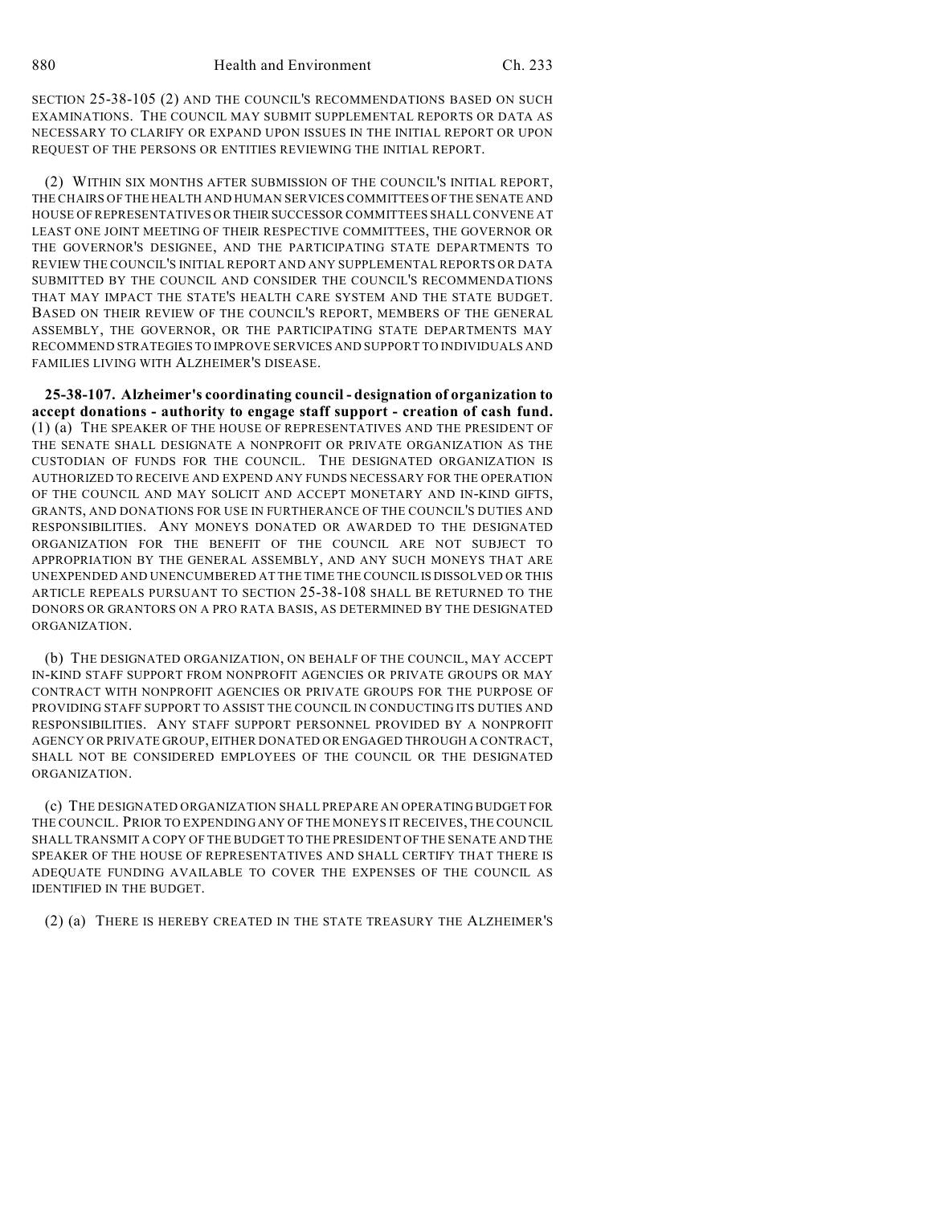SECTION 25-38-105 (2) AND THE COUNCIL'S RECOMMENDATIONS BASED ON SUCH EXAMINATIONS. THE COUNCIL MAY SUBMIT SUPPLEMENTAL REPORTS OR DATA AS NECESSARY TO CLARIFY OR EXPAND UPON ISSUES IN THE INITIAL REPORT OR UPON REQUEST OF THE PERSONS OR ENTITIES REVIEWING THE INITIAL REPORT.

(2) WITHIN SIX MONTHS AFTER SUBMISSION OF THE COUNCIL'S INITIAL REPORT, THE CHAIRS OF THE HEALTH AND HUMAN SERVICES COMMITTEES OF THE SENATE AND HOUSE OF REPRESENTATIVES OR THEIR SUCCESSOR COMMITTEES SHALL CONVENE AT LEAST ONE JOINT MEETING OF THEIR RESPECTIVE COMMITTEES, THE GOVERNOR OR THE GOVERNOR'S DESIGNEE, AND THE PARTICIPATING STATE DEPARTMENTS TO REVIEW THE COUNCIL'S INITIAL REPORT AND ANY SUPPLEMENTAL REPORTS OR DATA SUBMITTED BY THE COUNCIL AND CONSIDER THE COUNCIL'S RECOMMENDATIONS THAT MAY IMPACT THE STATE'S HEALTH CARE SYSTEM AND THE STATE BUDGET. BASED ON THEIR REVIEW OF THE COUNCIL'S REPORT, MEMBERS OF THE GENERAL ASSEMBLY, THE GOVERNOR, OR THE PARTICIPATING STATE DEPARTMENTS MAY RECOMMEND STRATEGIES TO IMPROVE SERVICES AND SUPPORT TO INDIVIDUALS AND FAMILIES LIVING WITH ALZHEIMER'S DISEASE.

**25-38-107. Alzheimer's coordinating council - designation of organization to accept donations - authority to engage staff support - creation of cash fund.** (1) (a) THE SPEAKER OF THE HOUSE OF REPRESENTATIVES AND THE PRESIDENT OF THE SENATE SHALL DESIGNATE A NONPROFIT OR PRIVATE ORGANIZATION AS THE CUSTODIAN OF FUNDS FOR THE COUNCIL. THE DESIGNATED ORGANIZATION IS AUTHORIZED TO RECEIVE AND EXPEND ANY FUNDS NECESSARY FOR THE OPERATION OF THE COUNCIL AND MAY SOLICIT AND ACCEPT MONETARY AND IN-KIND GIFTS, GRANTS, AND DONATIONS FOR USE IN FURTHERANCE OF THE COUNCIL'S DUTIES AND RESPONSIBILITIES. ANY MONEYS DONATED OR AWARDED TO THE DESIGNATED ORGANIZATION FOR THE BENEFIT OF THE COUNCIL ARE NOT SUBJECT TO APPROPRIATION BY THE GENERAL ASSEMBLY, AND ANY SUCH MONEYS THAT ARE UNEXPENDED AND UNENCUMBERED AT THE TIME THE COUNCIL IS DISSOLVED OR THIS ARTICLE REPEALS PURSUANT TO SECTION 25-38-108 SHALL BE RETURNED TO THE DONORS OR GRANTORS ON A PRO RATA BASIS, AS DETERMINED BY THE DESIGNATED ORGANIZATION.

(b) THE DESIGNATED ORGANIZATION, ON BEHALF OF THE COUNCIL, MAY ACCEPT IN-KIND STAFF SUPPORT FROM NONPROFIT AGENCIES OR PRIVATE GROUPS OR MAY CONTRACT WITH NONPROFIT AGENCIES OR PRIVATE GROUPS FOR THE PURPOSE OF PROVIDING STAFF SUPPORT TO ASSIST THE COUNCIL IN CONDUCTING ITS DUTIES AND RESPONSIBILITIES. ANY STAFF SUPPORT PERSONNEL PROVIDED BY A NONPROFIT AGENCY OR PRIVATE GROUP, EITHER DONATED OR ENGAGED THROUGH A CONTRACT, SHALL NOT BE CONSIDERED EMPLOYEES OF THE COUNCIL OR THE DESIGNATED ORGANIZATION.

(c) THE DESIGNATED ORGANIZATION SHALL PREPARE AN OPERATING BUDGET FOR THE COUNCIL. PRIOR TO EXPENDING ANY OF THE MONEYS IT RECEIVES, THE COUNCIL SHALL TRANSMIT A COPY OF THE BUDGET TO THE PRESIDENT OF THE SENATE AND THE SPEAKER OF THE HOUSE OF REPRESENTATIVES AND SHALL CERTIFY THAT THERE IS ADEQUATE FUNDING AVAILABLE TO COVER THE EXPENSES OF THE COUNCIL AS IDENTIFIED IN THE BUDGET.

(2) (a) THERE IS HEREBY CREATED IN THE STATE TREASURY THE ALZHEIMER'S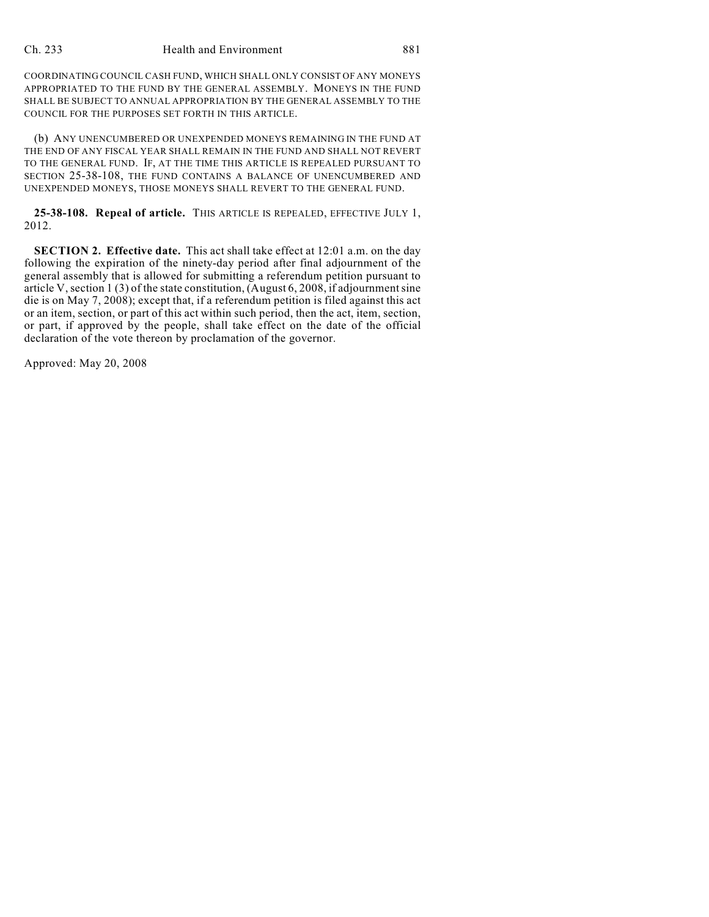COORDINATING COUNCIL CASH FUND, WHICH SHALL ONLY CONSIST OF ANY MONEYS APPROPRIATED TO THE FUND BY THE GENERAL ASSEMBLY. MONEYS IN THE FUND SHALL BE SUBJECT TO ANNUAL APPROPRIATION BY THE GENERAL ASSEMBLY TO THE COUNCIL FOR THE PURPOSES SET FORTH IN THIS ARTICLE.

(b) ANY UNENCUMBERED OR UNEXPENDED MONEYS REMAINING IN THE FUND AT THE END OF ANY FISCAL YEAR SHALL REMAIN IN THE FUND AND SHALL NOT REVERT TO THE GENERAL FUND. IF, AT THE TIME THIS ARTICLE IS REPEALED PURSUANT TO SECTION 25-38-108, THE FUND CONTAINS A BALANCE OF UNENCUMBERED AND UNEXPENDED MONEYS, THOSE MONEYS SHALL REVERT TO THE GENERAL FUND.

**25-38-108. Repeal of article.** THIS ARTICLE IS REPEALED, EFFECTIVE JULY 1, 2012.

**SECTION 2. Effective date.** This act shall take effect at 12:01 a.m. on the day following the expiration of the ninety-day period after final adjournment of the general assembly that is allowed for submitting a referendum petition pursuant to article V, section 1 (3) of the state constitution, (August 6, 2008, if adjournment sine die is on May 7, 2008); except that, if a referendum petition is filed against this act or an item, section, or part of this act within such period, then the act, item, section, or part, if approved by the people, shall take effect on the date of the official declaration of the vote thereon by proclamation of the governor.

Approved: May 20, 2008